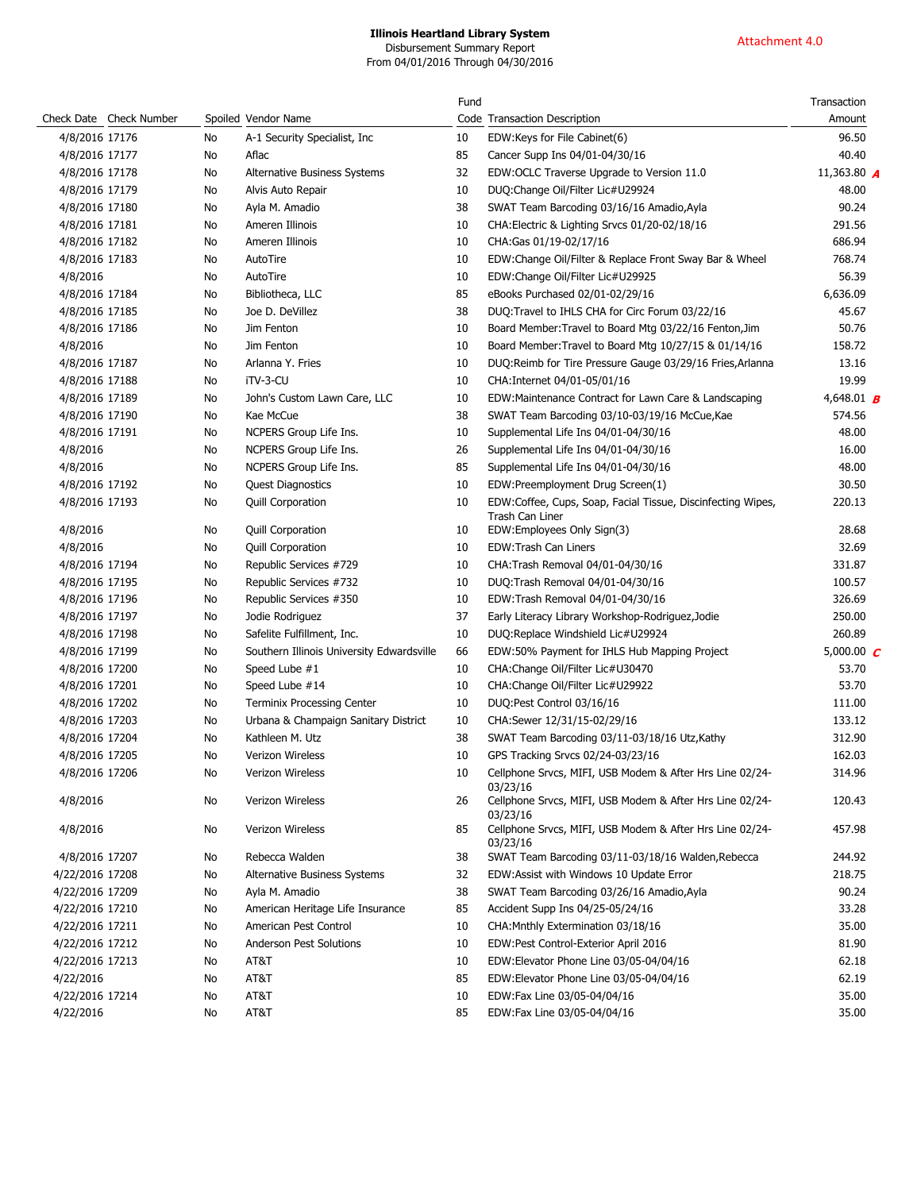# Illinois Heartland Library System

Disbursement Summary Report
From 04/01/2016 Through 04/30/2016

Attachment 4.0

| Check Date | Check Number | Spoiled | Vendor Name | Fund Code | Transaction Description | Transaction Amount |
|---|---|---|---|---|---|---|
| 4/8/2016 | 17176 | No | A-1 Security Specialist, Inc | 10 | EDW:Keys for File Cabinet(6) | 96.50 |
| 4/8/2016 | 17177 | No | Aflac | 85 | Cancer Supp Ins 04/01-04/30/16 | 40.40 |
| 4/8/2016 | 17178 | No | Alternative Business Systems | 32 | EDW:OCLC Traverse Upgrade to Version 11.0 | 11,363.80 *A* |
| 4/8/2016 | 17179 | No | Alvis Auto Repair | 10 | DUQ:Change Oil/Filter Lic#U29924 | 48.00 |
| 4/8/2016 | 17180 | No | Ayla M. Amadio | 38 | SWAT Team Barcoding 03/16/16 Amadio,Ayla | 90.24 |
| 4/8/2016 | 17181 | No | Ameren Illinois | 10 | CHA:Electric & Lighting Srvcs 01/20-02/18/16 | 291.56 |
| 4/8/2016 | 17182 | No | Ameren Illinois | 10 | CHA:Gas 01/19-02/17/16 | 686.94 |
| 4/8/2016 | 17183 | No | AutoTire | 10 | EDW:Change Oil/Filter & Replace Front Sway Bar & Wheel | 768.74 |
| 4/8/2016 | | No | AutoTire | 10 | EDW:Change Oil/Filter Lic#U29925 | 56.39 |
| 4/8/2016 | 17184 | No | Bibliotheca, LLC | 85 | eBooks Purchased 02/01-02/29/16 | 6,636.09 |
| 4/8/2016 | 17185 | No | Joe D. DeVillez | 38 | DUQ:Travel to IHLS CHA for Circ Forum 03/22/16 | 45.67 |
| 4/8/2016 | 17186 | No | Jim Fenton | 10 | Board Member:Travel to Board Mtg 03/22/16 Fenton,Jim | 50.76 |
| 4/8/2016 | | No | Jim Fenton | 10 | Board Member:Travel to Board Mtg 10/27/15 & 01/14/16 | 158.72 |
| 4/8/2016 | 17187 | No | Arlanna Y. Fries | 10 | DUQ:Reimb for Tire Pressure Gauge 03/29/16 Fries,Arlanna | 13.16 |
| 4/8/2016 | 17188 | No | iTV-3-CU | 10 | CHA:Internet 04/01-05/01/16 | 19.99 |
| 4/8/2016 | 17189 | No | John's Custom Lawn Care, LLC | 10 | EDW:Maintenance Contract for Lawn Care & Landscaping | 4,648.01 *B* |
| 4/8/2016 | 17190 | No | Kae McCue | 38 | SWAT Team Barcoding 03/10-03/19/16 McCue,Kae | 574.56 |
| 4/8/2016 | 17191 | No | NCPERS Group Life Ins. | 10 | Supplemental Life Ins 04/01-04/30/16 | 48.00 |
| 4/8/2016 | | No | NCPERS Group Life Ins. | 26 | Supplemental Life Ins 04/01-04/30/16 | 16.00 |
| 4/8/2016 | | No | NCPERS Group Life Ins. | 85 | Supplemental Life Ins 04/01-04/30/16 | 48.00 |
| 4/8/2016 | 17192 | No | Quest Diagnostics | 10 | EDW:Preemployment Drug Screen(1) | 30.50 |
| 4/8/2016 | 17193 | No | Quill Corporation | 10 | EDW:Coffee, Cups, Soap, Facial Tissue, Discincfecting Wipes, Trash Can Liner | 220.13 |
| 4/8/2016 | | No | Quill Corporation | 10 | EDW:Employees Only Sign(3) | 28.68 |
| 4/8/2016 | | No | Quill Corporation | 10 | EDW:Trash Can Liners | 32.69 |
| 4/8/2016 | 17194 | No | Republic Services #729 | 10 | CHA:Trash Removal 04/01-04/30/16 | 331.87 |
| 4/8/2016 | 17195 | No | Republic Services #732 | 10 | DUQ:Trash Removal 04/01-04/30/16 | 100.57 |
| 4/8/2016 | 17196 | No | Republic Services #350 | 10 | EDW:Trash Removal 04/01-04/30/16 | 326.69 |
| 4/8/2016 | 17197 | No | Jodie Rodriguez | 37 | Early Literacy Library Workshop-Rodriguez,Jodie | 250.00 |
| 4/8/2016 | 17198 | No | Safelite Fulfillment, Inc. | 10 | DUQ:Replace Windshield Lic#U29924 | 260.89 |
| 4/8/2016 | 17199 | No | Southern Illinois University Edwardsville | 66 | EDW:50% Payment for IHLS Hub Mapping Project | 5,000.00 *C* |
| 4/8/2016 | 17200 | No | Speed Lube #1 | 10 | CHA:Change Oil/Filter Lic#U30470 | 53.70 |
| 4/8/2016 | 17201 | No | Speed Lube #14 | 10 | CHA:Change Oil/Filter Lic#U29922 | 53.70 |
| 4/8/2016 | 17202 | No | Terminix Processing Center | 10 | DUQ:Pest Control 03/16/16 | 111.00 |
| 4/8/2016 | 17203 | No | Urbana & Champaign Sanitary District | 10 | CHA:Sewer 12/31/15-02/29/16 | 133.12 |
| 4/8/2016 | 17204 | No | Kathleen M. Utz | 38 | SWAT Team Barcoding 03/11-03/18/16 Utz,Kathy | 312.90 |
| 4/8/2016 | 17205 | No | Verizon Wireless | 10 | GPS Tracking Srvcs 02/24-03/23/16 | 162.03 |
| 4/8/2016 | 17206 | No | Verizon Wireless | 10 | Cellphone Srvcs, MIFI, USB Modem & After Hrs Line 02/24-03/23/16 | 314.96 |
| 4/8/2016 | | No | Verizon Wireless | 26 | Cellphone Srvcs, MIFI, USB Modem & After Hrs Line 02/24-03/23/16 | 120.43 |
| 4/8/2016 | | No | Verizon Wireless | 85 | Cellphone Srvcs, MIFI, USB Modem & After Hrs Line 02/24-03/23/16 | 457.98 |
| 4/8/2016 | 17207 | No | Rebecca Walden | 38 | SWAT Team Barcoding 03/11-03/18/16 Walden,Rebecca | 244.92 |
| 4/22/2016 | 17208 | No | Alternative Business Systems | 32 | EDW:Assist with Windows 10 Update Error | 218.75 |
| 4/22/2016 | 17209 | No | Ayla M. Amadio | 38 | SWAT Team Barcoding 03/26/16 Amadio,Ayla | 90.24 |
| 4/22/2016 | 17210 | No | American Heritage Life Insurance | 85 | Accident Supp Ins 04/25-05/24/16 | 33.28 |
| 4/22/2016 | 17211 | No | American Pest Control | 10 | CHA:Mnthly Extermination 03/18/16 | 35.00 |
| 4/22/2016 | 17212 | No | Anderson Pest Solutions | 10 | EDW:Pest Control-Exterior April 2016 | 81.90 |
| 4/22/2016 | 17213 | No | AT&T | 10 | EDW:Elevator Phone Line 03/05-04/04/16 | 62.18 |
| 4/22/2016 | | No | AT&T | 85 | EDW:Elevator Phone Line 03/05-04/04/16 | 62.19 |
| 4/22/2016 | 17214 | No | AT&T | 10 | EDW:Fax Line 03/05-04/04/16 | 35.00 |
| 4/22/2016 | | No | AT&T | 85 | EDW:Fax Line 03/05-04/04/16 | 35.00 |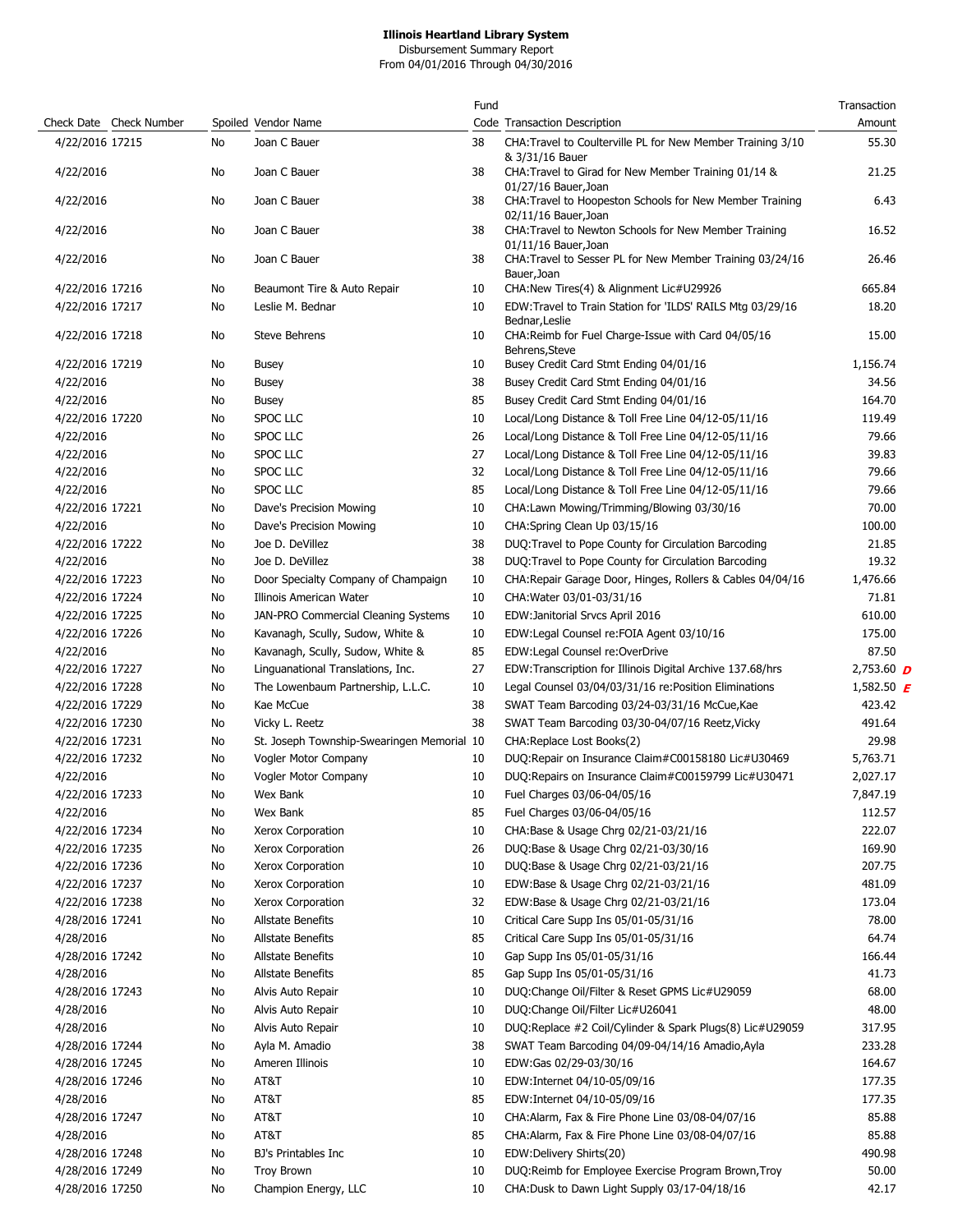**Illinois Heartland Library System**
Disbursement Summary Report
From 04/01/2016 Through 04/30/2016

| Check Date | Check Number | Spoiled | Vendor Name | Fund Code | Transaction Description | Transaction Amount |
|---|---|---|---|---|---|---|
| 4/22/2016 | 17215 | No | Joan C Bauer | 38 | CHA:Travel to Coulterville PL for New Member Training 3/10 & 3/31/16 Bauer | 55.30 |
| 4/22/2016 | | No | Joan C Bauer | 38 | CHA:Travel to Girad for New Member Training 01/14 & 01/27/16 Bauer,Joan | 21.25 |
| 4/22/2016 | | No | Joan C Bauer | 38 | CHA:Travel to Hoopeston Schools for New Member Training 02/11/16 Bauer,Joan | 6.43 |
| 4/22/2016 | | No | Joan C Bauer | 38 | CHA:Travel to Newton Schools for New Member Training 01/11/16 Bauer,Joan | 16.52 |
| 4/22/2016 | | No | Joan C Bauer | 38 | CHA:Travel to Sesser PL for New Member Training 03/24/16 Bauer,Joan | 26.46 |
| 4/22/2016 | 17216 | No | Beaumont Tire & Auto Repair | 10 | CHA:New Tires(4) & Alignment Lic#U29926 | 665.84 |
| 4/22/2016 | 17217 | No | Leslie M. Bednar | 10 | EDW:Travel to Train Station for 'ILDS' RAILS Mtg 03/29/16 Bednar,Leslie | 18.20 |
| 4/22/2016 | 17218 | No | Steve Behrens | 10 | CHA:Reimb for Fuel Charge-Issue with Card 04/05/16 Behrens,Steve | 15.00 |
| 4/22/2016 | 17219 | No | Busey | 10 | Busey Credit Card Stmt Ending 04/01/16 | 1,156.74 |
| 4/22/2016 | | No | Busey | 38 | Busey Credit Card Stmt Ending 04/01/16 | 34.56 |
| 4/22/2016 | | No | Busey | 85 | Busey Credit Card Stmt Ending 04/01/16 | 164.70 |
| 4/22/2016 | 17220 | No | SPOC LLC | 10 | Local/Long Distance & Toll Free Line 04/12-05/11/16 | 119.49 |
| 4/22/2016 | | No | SPOC LLC | 26 | Local/Long Distance & Toll Free Line 04/12-05/11/16 | 79.66 |
| 4/22/2016 | | No | SPOC LLC | 27 | Local/Long Distance & Toll Free Line 04/12-05/11/16 | 39.83 |
| 4/22/2016 | | No | SPOC LLC | 32 | Local/Long Distance & Toll Free Line 04/12-05/11/16 | 79.66 |
| 4/22/2016 | | No | SPOC LLC | 85 | Local/Long Distance & Toll Free Line 04/12-05/11/16 | 79.66 |
| 4/22/2016 | 17221 | No | Dave's Precision Mowing | 10 | CHA:Lawn Mowing/Trimming/Blowing 03/30/16 | 70.00 |
| 4/22/2016 | | No | Dave's Precision Mowing | 10 | CHA:Spring Clean Up 03/15/16 | 100.00 |
| 4/22/2016 | 17222 | No | Joe D. DeVillez | 38 | DUQ:Travel to Pope County for Circulation Barcoding | 21.85 |
| 4/22/2016 | | No | Joe D. DeVillez | 38 | DUQ:Travel to Pope County for Circulation Barcoding | 19.32 |
| 4/22/2016 | 17223 | No | Door Specialty Company of Champaign | 10 | CHA:Repair Garage Door, Hinges, Rollers & Cables 04/04/16 | 1,476.66 |
| 4/22/2016 | 17224 | No | Illinois American Water | 10 | CHA:Water 03/01-03/31/16 | 71.81 |
| 4/22/2016 | 17225 | No | JAN-PRO Commercial Cleaning Systems | 10 | EDW:Janitorial Srvcs April 2016 | 610.00 |
| 4/22/2016 | 17226 | No | Kavanagh, Scully, Sudow, White & | 10 | EDW:Legal Counsel re:FOIA Agent 03/10/16 | 175.00 |
| 4/22/2016 | | No | Kavanagh, Scully, Sudow, White & | 85 | EDW:Legal Counsel re:OverDrive | 87.50 |
| 4/22/2016 | 17227 | No | Linguanational Translations, Inc. | 27 | EDW:Transcription for Illinois Digital Archive 137.68/hrs | 2,753.60 *D* |
| 4/22/2016 | 17228 | No | The Lowenbaum Partnership, L.L.C. | 10 | Legal Counsel 03/04/03/31/16 re:Position Eliminations | 1,582.50 *E* |
| 4/22/2016 | 17229 | No | Kae McCue | 38 | SWAT Team Barcoding 03/24-03/31/16 McCue,Kae | 423.42 |
| 4/22/2016 | 17230 | No | Vicky L. Reetz | 38 | SWAT Team Barcoding 03/30-04/07/16 Reetz,Vicky | 491.64 |
| 4/22/2016 | 17231 | No | St. Joseph Township-Swearingen Memorial | 10 | CHA:Replace Lost Books(2) | 29.98 |
| 4/22/2016 | 17232 | No | Vogler Motor Company | 10 | DUQ:Repair on Insurance Claim#C00158180 Lic#U30469 | 5,763.71 |
| 4/22/2016 | | No | Vogler Motor Company | 10 | DUQ:Repairs on Insurance Claim#C00159799 Lic#U30471 | 2,027.17 |
| 4/22/2016 | 17233 | No | Wex Bank | 10 | Fuel Charges 03/06-04/05/16 | 7,847.19 |
| 4/22/2016 | | No | Wex Bank | 85 | Fuel Charges 03/06-04/05/16 | 112.57 |
| 4/22/2016 | 17234 | No | Xerox Corporation | 10 | CHA:Base & Usage Chrg 02/21-03/21/16 | 222.07 |
| 4/22/2016 | 17235 | No | Xerox Corporation | 26 | DUQ:Base & Usage Chrg 02/21-03/30/16 | 169.90 |
| 4/22/2016 | 17236 | No | Xerox Corporation | 10 | DUQ:Base & Usage Chrg 02/21-03/21/16 | 207.75 |
| 4/22/2016 | 17237 | No | Xerox Corporation | 10 | EDW:Base & Usage Chrg 02/21-03/21/16 | 481.09 |
| 4/22/2016 | 17238 | No | Xerox Corporation | 32 | EDW:Base & Usage Chrg 02/21-03/21/16 | 173.04 |
| 4/28/2016 | 17241 | No | Allstate Benefits | 10 | Critical Care Supp Ins 05/01-05/31/16 | 78.00 |
| 4/28/2016 | | No | Allstate Benefits | 85 | Critical Care Supp Ins 05/01-05/31/16 | 64.74 |
| 4/28/2016 | 17242 | No | Allstate Benefits | 10 | Gap Supp Ins 05/01-05/31/16 | 166.44 |
| 4/28/2016 | | No | Allstate Benefits | 85 | Gap Supp Ins 05/01-05/31/16 | 41.73 |
| 4/28/2016 | 17243 | No | Alvis Auto Repair | 10 | DUQ:Change Oil/Filter & Reset GPMS Lic#U29059 | 68.00 |
| 4/28/2016 | | No | Alvis Auto Repair | 10 | DUQ:Change Oil/Filter Lic#U26041 | 48.00 |
| 4/28/2016 | | No | Alvis Auto Repair | 10 | DUQ:Replace #2 Coil/Cylinder & Spark Plugs(8) Lic#U29059 | 317.95 |
| 4/28/2016 | 17244 | No | Ayla M. Amadio | 38 | SWAT Team Barcoding 04/09-04/14/16 Amadio,Ayla | 233.28 |
| 4/28/2016 | 17245 | No | Ameren Illinois | 10 | EDW:Gas 02/29-03/30/16 | 164.67 |
| 4/28/2016 | 17246 | No | AT&T | 10 | EDW:Internet 04/10-05/09/16 | 177.35 |
| 4/28/2016 | | No | AT&T | 85 | EDW:Internet 04/10-05/09/16 | 177.35 |
| 4/28/2016 | 17247 | No | AT&T | 10 | CHA:Alarm, Fax & Fire Phone Line 03/08-04/07/16 | 85.88 |
| 4/28/2016 | | No | AT&T | 85 | CHA:Alarm, Fax & Fire Phone Line 03/08-04/07/16 | 85.88 |
| 4/28/2016 | 17248 | No | BJ's Printables Inc | 10 | EDW:Delivery Shirts(20) | 490.98 |
| 4/28/2016 | 17249 | No | Troy Brown | 10 | DUQ:Reimb for Employee Exercise Program Brown,Troy | 50.00 |
| 4/28/2016 | 17250 | No | Champion Energy, LLC | 10 | CHA:Dusk to Dawn Light Supply 03/17-04/18/16 | 42.17 |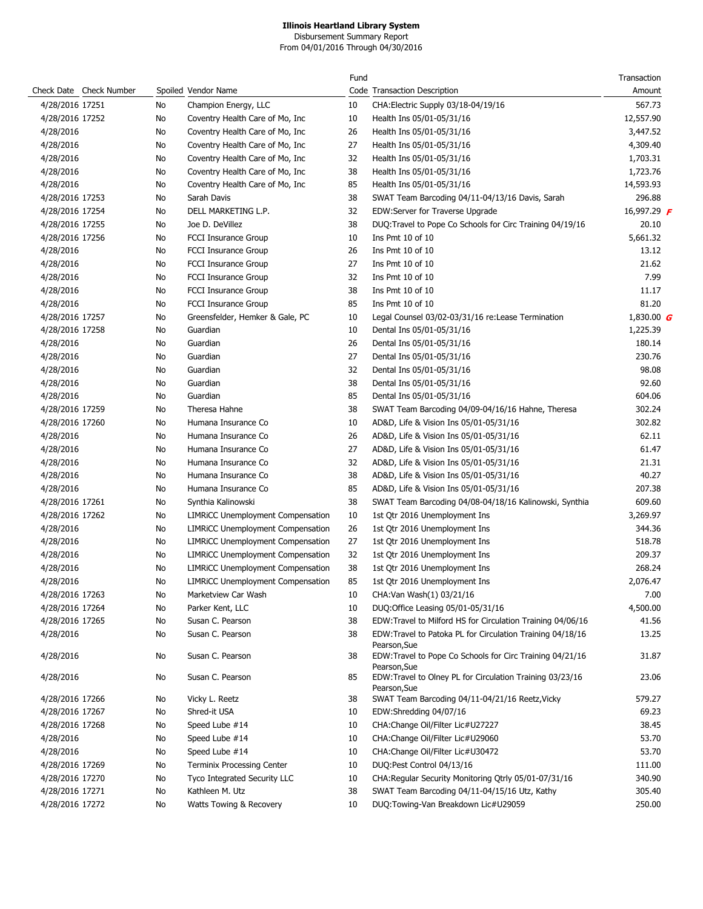**Illinois Heartland Library System**

Disbursement Summary Report

From 04/01/2016 Through 04/30/2016

| Check Date | Check Number | Spoiled | Vendor Name | Fund Code | Transaction Description | Transaction Amount |
|---|---|---|---|---|---|---|
| 4/28/2016 | 17251 | No | Champion Energy, LLC | 10 | CHA:Electric Supply 03/18-04/19/16 | 567.73 |
| 4/28/2016 | 17252 | No | Coventry Health Care of Mo, Inc | 10 | Health Ins 05/01-05/31/16 | 12,557.90 |
| 4/28/2016 | | No | Coventry Health Care of Mo, Inc | 26 | Health Ins 05/01-05/31/16 | 3,447.52 |
| 4/28/2016 | | No | Coventry Health Care of Mo, Inc | 27 | Health Ins 05/01-05/31/16 | 4,309.40 |
| 4/28/2016 | | No | Coventry Health Care of Mo, Inc | 32 | Health Ins 05/01-05/31/16 | 1,703.31 |
| 4/28/2016 | | No | Coventry Health Care of Mo, Inc | 38 | Health Ins 05/01-05/31/16 | 1,723.76 |
| 4/28/2016 | | No | Coventry Health Care of Mo, Inc | 85 | Health Ins 05/01-05/31/16 | 14,593.93 |
| 4/28/2016 | 17253 | No | Sarah Davis | 38 | SWAT Team Barcoding 04/11-04/13/16 Davis, Sarah | 296.88 |
| 4/28/2016 | 17254 | No | DELL MARKETING L.P. | 32 | EDW:Server for Traverse Upgrade | 16,997.29 F |
| 4/28/2016 | 17255 | No | Joe D. DeVillez | 38 | DUQ:Travel to Pope Co Schools for Circ Training 04/19/16 | 20.10 |
| 4/28/2016 | 17256 | No | FCCI Insurance Group | 10 | Ins Pmt 10 of 10 | 5,661.32 |
| 4/28/2016 | | No | FCCI Insurance Group | 26 | Ins Pmt 10 of 10 | 13.12 |
| 4/28/2016 | | No | FCCI Insurance Group | 27 | Ins Pmt 10 of 10 | 21.62 |
| 4/28/2016 | | No | FCCI Insurance Group | 32 | Ins Pmt 10 of 10 | 7.99 |
| 4/28/2016 | | No | FCCI Insurance Group | 38 | Ins Pmt 10 of 10 | 11.17 |
| 4/28/2016 | | No | FCCI Insurance Group | 85 | Ins Pmt 10 of 10 | 81.20 |
| 4/28/2016 | 17257 | No | Greensfelder, Hemker & Gale, PC | 10 | Legal Counsel 03/02-03/31/16 re:Lease Termination | 1,830.00 G |
| 4/28/2016 | 17258 | No | Guardian | 10 | Dental Ins 05/01-05/31/16 | 1,225.39 |
| 4/28/2016 | | No | Guardian | 26 | Dental Ins 05/01-05/31/16 | 180.14 |
| 4/28/2016 | | No | Guardian | 27 | Dental Ins 05/01-05/31/16 | 230.76 |
| 4/28/2016 | | No | Guardian | 32 | Dental Ins 05/01-05/31/16 | 98.08 |
| 4/28/2016 | | No | Guardian | 38 | Dental Ins 05/01-05/31/16 | 92.60 |
| 4/28/2016 | | No | Guardian | 85 | Dental Ins 05/01-05/31/16 | 604.06 |
| 4/28/2016 | 17259 | No | Theresa Hahne | 38 | SWAT Team Barcoding 04/09-04/16/16 Hahne, Theresa | 302.24 |
| 4/28/2016 | 17260 | No | Humana Insurance Co | 10 | AD&D, Life & Vision Ins 05/01-05/31/16 | 302.82 |
| 4/28/2016 | | No | Humana Insurance Co | 26 | AD&D, Life & Vision Ins 05/01-05/31/16 | 62.11 |
| 4/28/2016 | | No | Humana Insurance Co | 27 | AD&D, Life & Vision Ins 05/01-05/31/16 | 61.47 |
| 4/28/2016 | | No | Humana Insurance Co | 32 | AD&D, Life & Vision Ins 05/01-05/31/16 | 21.31 |
| 4/28/2016 | | No | Humana Insurance Co | 38 | AD&D, Life & Vision Ins 05/01-05/31/16 | 40.27 |
| 4/28/2016 | | No | Humana Insurance Co | 85 | AD&D, Life & Vision Ins 05/01-05/31/16 | 207.38 |
| 4/28/2016 | 17261 | No | Synthia Kalinowski | 38 | SWAT Team Barcoding 04/08-04/18/16 Kalinowski, Synthia | 609.60 |
| 4/28/2016 | 17262 | No | LIMRiCC Unemployment Compensation | 10 | 1st Qtr 2016 Unemployment Ins | 3,269.97 |
| 4/28/2016 | | No | LIMRiCC Unemployment Compensation | 26 | 1st Qtr 2016 Unemployment Ins | 344.36 |
| 4/28/2016 | | No | LIMRiCC Unemployment Compensation | 27 | 1st Qtr 2016 Unemployment Ins | 518.78 |
| 4/28/2016 | | No | LIMRiCC Unemployment Compensation | 32 | 1st Qtr 2016 Unemployment Ins | 209.37 |
| 4/28/2016 | | No | LIMRiCC Unemployment Compensation | 38 | 1st Qtr 2016 Unemployment Ins | 268.24 |
| 4/28/2016 | | No | LIMRiCC Unemployment Compensation | 85 | 1st Qtr 2016 Unemployment Ins | 2,076.47 |
| 4/28/2016 | 17263 | No | Marketview Car Wash | 10 | CHA:Van Wash(1) 03/21/16 | 7.00 |
| 4/28/2016 | 17264 | No | Parker Kent, LLC | 10 | DUQ:Office Leasing 05/01-05/31/16 | 4,500.00 |
| 4/28/2016 | 17265 | No | Susan C. Pearson | 38 | EDW:Travel to Milford HS for Circulation Training 04/06/16 | 41.56 |
| 4/28/2016 | | No | Susan C. Pearson | 38 | EDW:Travel to Patoka PL for Circulation Training 04/18/16 Pearson,Sue | 13.25 |
| 4/28/2016 | | No | Susan C. Pearson | 38 | EDW:Travel to Pope Co Schools for Circ Training 04/21/16 Pearson,Sue | 31.87 |
| 4/28/2016 | | No | Susan C. Pearson | 85 | EDW:Travel to Olney PL for Circulation Training 03/23/16 Pearson,Sue | 23.06 |
| 4/28/2016 | 17266 | No | Vicky L. Reetz | 38 | SWAT Team Barcoding 04/11-04/21/16 Reetz,Vicky | 579.27 |
| 4/28/2016 | 17267 | No | Shred-it USA | 10 | EDW:Shredding 04/07/16 | 69.23 |
| 4/28/2016 | 17268 | No | Speed Lube #14 | 10 | CHA:Change Oil/Filter Lic#U27227 | 38.45 |
| 4/28/2016 | | No | Speed Lube #14 | 10 | CHA:Change Oil/Filter Lic#U29060 | 53.70 |
| 4/28/2016 | | No | Speed Lube #14 | 10 | CHA:Change Oil/Filter Lic#U30472 | 53.70 |
| 4/28/2016 | 17269 | No | Terminix Processing Center | 10 | DUQ:Pest Control 04/13/16 | 111.00 |
| 4/28/2016 | 17270 | No | Tyco Integrated Security LLC | 10 | CHA:Regular Security Monitoring Qtrly 05/01-07/31/16 | 340.90 |
| 4/28/2016 | 17271 | No | Kathleen M. Utz | 38 | SWAT Team Barcoding 04/11-04/15/16 Utz, Kathy | 305.40 |
| 4/28/2016 | 17272 | No | Watts Towing & Recovery | 10 | DUQ:Towing-Van Breakdown Lic#U29059 | 250.00 |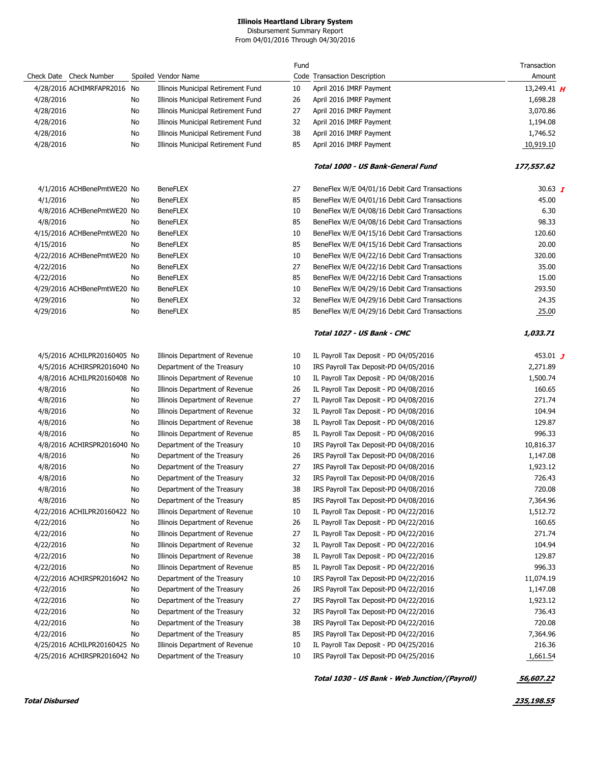**Illinois Heartland Library System**
Disbursement Summary Report
From 04/01/2016 Through 04/30/2016

| Check Date | Check Number | Spoiled | Vendor Name | Fund Code | Transaction Description | Transaction Amount |
|---|---|---|---|---|---|---|
| 4/28/2016 | ACHIMRFAPR2016 | No | Illinois Municipal Retirement Fund | 10 | April 2016 IMRF Payment | 13,249.41 *H* |
| 4/28/2016 | | No | Illinois Municipal Retirement Fund | 26 | April 2016 IMRF Payment | 1,698.28 |
| 4/28/2016 | | No | Illinois Municipal Retirement Fund | 27 | April 2016 IMRF Payment | 3,070.86 |
| 4/28/2016 | | No | Illinois Municipal Retirement Fund | 32 | April 2016 IMRF Payment | 1,194.08 |
| 4/28/2016 | | No | Illinois Municipal Retirement Fund | 38 | April 2016 IMRF Payment | 1,746.52 |
| 4/28/2016 | | No | Illinois Municipal Retirement Fund | 85 | April 2016 IMRF Payment | 10,919.10 |
| | | | | | ***Total 1000 - US Bank-General Fund*** | ***177,557.62*** |
| 4/1/2016 | ACHBenePmtWE20 | No | BeneFLEX | 27 | BeneFlex W/E 04/01/16 Debit Card Transactions | 30.63 *I* |
| 4/1/2016 | | No | BeneFLEX | 85 | BeneFlex W/E 04/01/16 Debit Card Transactions | 45.00 |
| 4/8/2016 | ACHBenePmtWE20 | No | BeneFLEX | 10 | BeneFlex W/E 04/08/16 Debit Card Transactions | 6.30 |
| 4/8/2016 | | No | BeneFLEX | 85 | BeneFlex W/E 04/08/16 Debit Card Transactions | 98.33 |
| 4/15/2016 | ACHBenePmtWE20 | No | BeneFLEX | 10 | BeneFlex W/E 04/15/16 Debit Card Transactions | 120.60 |
| 4/15/2016 | | No | BeneFLEX | 85 | BeneFlex W/E 04/15/16 Debit Card Transactions | 20.00 |
| 4/22/2016 | ACHBenePmtWE20 | No | BeneFLEX | 10 | BeneFlex W/E 04/22/16 Debit Card Transactions | 320.00 |
| 4/22/2016 | | No | BeneFLEX | 27 | BeneFlex W/E 04/22/16 Debit Card Transactions | 35.00 |
| 4/22/2016 | | No | BeneFLEX | 85 | BeneFlex W/E 04/22/16 Debit Card Transactions | 15.00 |
| 4/29/2016 | ACHBenePmtWE20 | No | BeneFLEX | 10 | BeneFlex W/E 04/29/16 Debit Card Transactions | 293.50 |
| 4/29/2016 | | No | BeneFLEX | 32 | BeneFlex W/E 04/29/16 Debit Card Transactions | 24.35 |
| 4/29/2016 | | No | BeneFLEX | 85 | BeneFlex W/E 04/29/16 Debit Card Transactions | 25.00 |
| | | | | | ***Total 1027 - US Bank - CMC*** | ***1,033.71*** |
| 4/5/2016 | ACHILPR20160405 | No | Illinois Department of Revenue | 10 | IL Payroll Tax Deposit - PD 04/05/2016 | 453.01 *J* |
| 4/5/2016 | ACHIRSPR2016040 | No | Department of the Treasury | 10 | IRS Payroll Tax Deposit-PD 04/05/2016 | 2,271.89 |
| 4/8/2016 | ACHILPR20160408 | No | Illinois Department of Revenue | 10 | IL Payroll Tax Deposit - PD 04/08/2016 | 1,500.74 |
| 4/8/2016 | | No | Illinois Department of Revenue | 26 | IL Payroll Tax Deposit - PD 04/08/2016 | 160.65 |
| 4/8/2016 | | No | Illinois Department of Revenue | 27 | IL Payroll Tax Deposit - PD 04/08/2016 | 271.74 |
| 4/8/2016 | | No | Illinois Department of Revenue | 32 | IL Payroll Tax Deposit - PD 04/08/2016 | 104.94 |
| 4/8/2016 | | No | Illinois Department of Revenue | 38 | IL Payroll Tax Deposit - PD 04/08/2016 | 129.87 |
| 4/8/2016 | | No | Illinois Department of Revenue | 85 | IL Payroll Tax Deposit - PD 04/08/2016 | 996.33 |
| 4/8/2016 | ACHIRSPR2016040 | No | Department of the Treasury | 10 | IRS Payroll Tax Deposit-PD 04/08/2016 | 10,816.37 |
| 4/8/2016 | | No | Department of the Treasury | 26 | IRS Payroll Tax Deposit-PD 04/08/2016 | 1,147.08 |
| 4/8/2016 | | No | Department of the Treasury | 27 | IRS Payroll Tax Deposit-PD 04/08/2016 | 1,923.12 |
| 4/8/2016 | | No | Department of the Treasury | 32 | IRS Payroll Tax Deposit-PD 04/08/2016 | 726.43 |
| 4/8/2016 | | No | Department of the Treasury | 38 | IRS Payroll Tax Deposit-PD 04/08/2016 | 720.08 |
| 4/8/2016 | | No | Department of the Treasury | 85 | IRS Payroll Tax Deposit-PD 04/08/2016 | 7,364.96 |
| 4/22/2016 | ACHILPR20160422 | No | Illinois Department of Revenue | 10 | IL Payroll Tax Deposit - PD 04/22/2016 | 1,512.72 |
| 4/22/2016 | | No | Illinois Department of Revenue | 26 | IL Payroll Tax Deposit - PD 04/22/2016 | 160.65 |
| 4/22/2016 | | No | Illinois Department of Revenue | 27 | IL Payroll Tax Deposit - PD 04/22/2016 | 271.74 |
| 4/22/2016 | | No | Illinois Department of Revenue | 32 | IL Payroll Tax Deposit - PD 04/22/2016 | 104.94 |
| 4/22/2016 | | No | Illinois Department of Revenue | 38 | IL Payroll Tax Deposit - PD 04/22/2016 | 129.87 |
| 4/22/2016 | | No | Illinois Department of Revenue | 85 | IL Payroll Tax Deposit - PD 04/22/2016 | 996.33 |
| 4/22/2016 | ACHIRSPR2016042 | No | Department of the Treasury | 10 | IRS Payroll Tax Deposit-PD 04/22/2016 | 11,074.19 |
| 4/22/2016 | | No | Department of the Treasury | 26 | IRS Payroll Tax Deposit-PD 04/22/2016 | 1,147.08 |
| 4/22/2016 | | No | Department of the Treasury | 27 | IRS Payroll Tax Deposit-PD 04/22/2016 | 1,923.12 |
| 4/22/2016 | | No | Department of the Treasury | 32 | IRS Payroll Tax Deposit-PD 04/22/2016 | 736.43 |
| 4/22/2016 | | No | Department of the Treasury | 38 | IRS Payroll Tax Deposit-PD 04/22/2016 | 720.08 |
| 4/22/2016 | | No | Department of the Treasury | 85 | IRS Payroll Tax Deposit-PD 04/22/2016 | 7,364.96 |
| 4/25/2016 | ACHILPR20160425 | No | Illinois Department of Revenue | 10 | IL Payroll Tax Deposit - PD 04/25/2016 | 216.36 |
| 4/25/2016 | ACHIRSPR2016042 | No | Department of the Treasury | 10 | IRS Payroll Tax Deposit-PD 04/25/2016 | 1,661.54 |
| | | | | | ***Total 1030 - US Bank - Web Junction/(Payroll)*** | ***56,607.22*** |
| ***Total Disbursed*** | | | | | | ***235,198.55*** |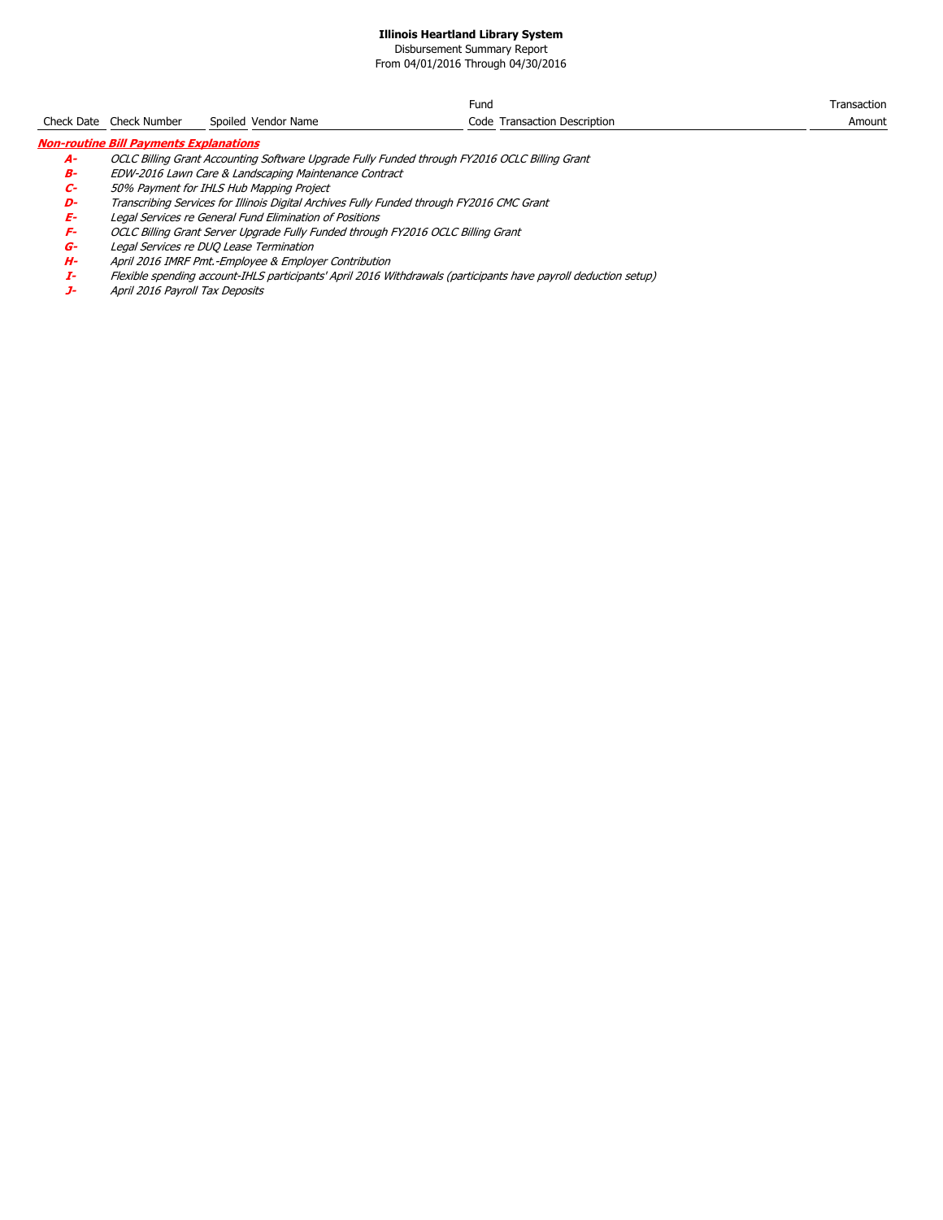**Illinois Heartland Library System**
Disbursement Summary Report
From 04/01/2016 Through 04/30/2016

| Check Date | Check Number | Spoiled | Vendor Name | Fund Code | Transaction Description | Transaction Amount |
|---|---|---|---|---|---|---|

***Non-routine Bill Payments Explanations***

- ***A-*** *OCLC Billing Grant Accounting Software Upgrade Fully Funded through FY2016 OCLC Billing Grant*
- ***B-*** *EDW-2016 Lawn Care & Landscaping Maintenance Contract*
- ***C-*** *50% Payment for IHLS Hub Mapping Project*
- ***D-*** *Transcribing Services for Illinois Digital Archives Fully Funded through FY2016 CMC Grant*
- ***E-*** *Legal Services re General Fund Elimination of Positions*
- ***F-*** *OCLC Billing Grant Server Upgrade Fully Funded through FY2016 OCLC Billing Grant*
- ***G-*** *Legal Services re DUQ Lease Termination*
- ***H-*** *April 2016 IMRF Pmt.-Employee & Employer Contribution*
- ***I-*** *Flexible spending account-IHLS participants' April 2016 Withdrawals (participants have payroll deduction setup)*
- ***J-*** *April 2016 Payroll Tax Deposits*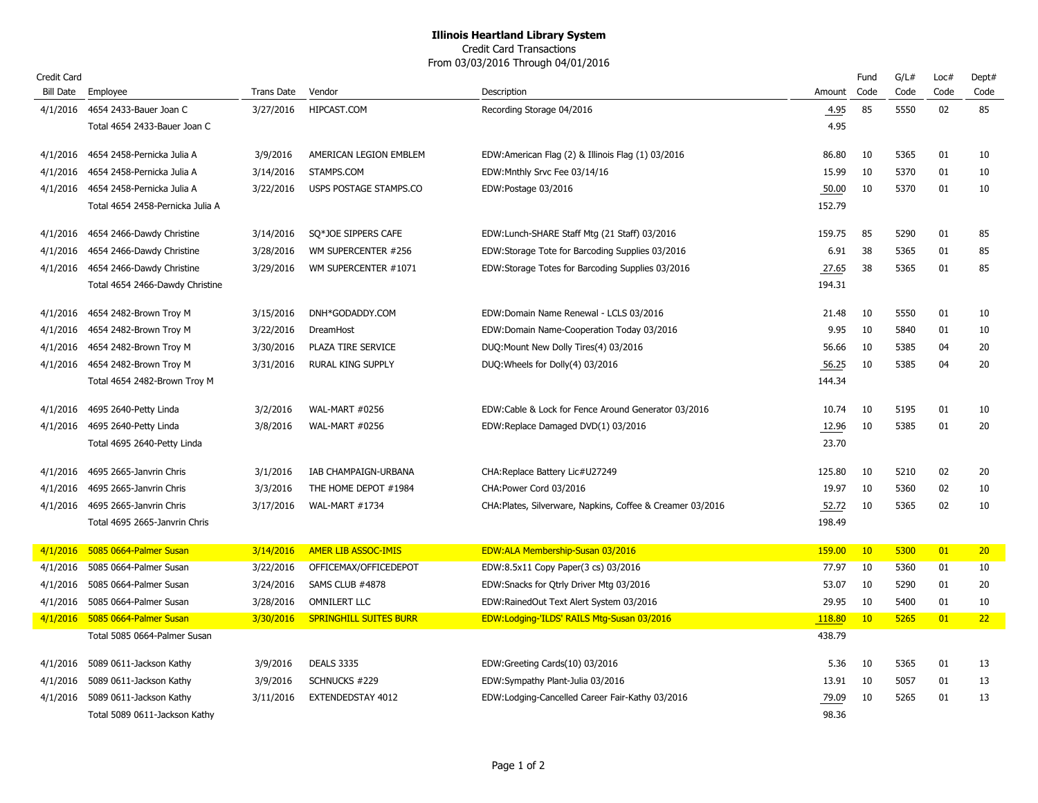**Illinois Heartland Library System**

Credit Card Transactions

From 03/03/2016 Through 04/01/2016

| Credit Card Bill Date | Employee | Trans Date | Vendor | Description | Amount | Fund Code | G/L# Code | Loc# Code | Dept# Code |
|---|---|---|---|---|---|---|---|---|---|
| 4/1/2016 | 4654 2433-Bauer Joan C | 3/27/2016 | HIPCAST.COM | Recording Storage 04/2016 | 4.95 | 85 | 5550 | 02 | 85 |
| | Total 4654 2433-Bauer Joan C | | | | 4.95 | | | | |
| 4/1/2016 | 4654 2458-Pernicka Julia A | 3/9/2016 | AMERICAN LEGION EMBLEM | EDW:American Flag (2) & Illinois Flag (1) 03/2016 | 86.80 | 10 | 5365 | 01 | 10 |
| 4/1/2016 | 4654 2458-Pernicka Julia A | 3/14/2016 | STAMPS.COM | EDW:Mnthly Srvc Fee 03/14/16 | 15.99 | 10 | 5370 | 01 | 10 |
| 4/1/2016 | 4654 2458-Pernicka Julia A | 3/22/2016 | USPS POSTAGE STAMPS.CO | EDW:Postage 03/2016 | 50.00 | 10 | 5370 | 01 | 10 |
| | Total 4654 2458-Pernicka Julia A | | | | 152.79 | | | | |
| 4/1/2016 | 4654 2466-Dawdy Christine | 3/14/2016 | SQ*JOE SIPPERS CAFE | EDW:Lunch-SHARE Staff Mtg (21 Staff) 03/2016 | 159.75 | 85 | 5290 | 01 | 85 |
| 4/1/2016 | 4654 2466-Dawdy Christine | 3/28/2016 | WM SUPERCENTER #256 | EDW:Storage Tote for Barcoding Supplies 03/2016 | 6.91 | 38 | 5365 | 01 | 85 |
| 4/1/2016 | 4654 2466-Dawdy Christine | 3/29/2016 | WM SUPERCENTER #1071 | EDW:Storage Totes for Barcoding Supplies 03/2016 | 27.65 | 38 | 5365 | 01 | 85 |
| | Total 4654 2466-Dawdy Christine | | | | 194.31 | | | | |
| 4/1/2016 | 4654 2482-Brown Troy M | 3/15/2016 | DNH*GODADDY.COM | EDW:Domain Name Renewal - LCLS 03/2016 | 21.48 | 10 | 5550 | 01 | 10 |
| 4/1/2016 | 4654 2482-Brown Troy M | 3/22/2016 | DreamHost | EDW:Domain Name-Cooperation Today 03/2016 | 9.95 | 10 | 5840 | 01 | 10 |
| 4/1/2016 | 4654 2482-Brown Troy M | 3/30/2016 | PLAZA TIRE SERVICE | DUQ:Mount New Dolly Tires(4) 03/2016 | 56.66 | 10 | 5385 | 04 | 20 |
| 4/1/2016 | 4654 2482-Brown Troy M | 3/31/2016 | RURAL KING SUPPLY | DUQ:Wheels for Dolly(4) 03/2016 | 56.25 | 10 | 5385 | 04 | 20 |
| | Total 4654 2482-Brown Troy M | | | | 144.34 | | | | |
| 4/1/2016 | 4695 2640-Petty Linda | 3/2/2016 | WAL-MART #0256 | EDW:Cable & Lock for Fence Around Generator 03/2016 | 10.74 | 10 | 5195 | 01 | 10 |
| 4/1/2016 | 4695 2640-Petty Linda | 3/8/2016 | WAL-MART #0256 | EDW:Replace Damaged DVD(1) 03/2016 | 12.96 | 10 | 5385 | 01 | 20 |
| | Total 4695 2640-Petty Linda | | | | 23.70 | | | | |
| 4/1/2016 | 4695 2665-Janvrin Chris | 3/1/2016 | IAB CHAMPAIGN-URBANA | CHA:Replace Battery Lic#U27249 | 125.80 | 10 | 5210 | 02 | 20 |
| 4/1/2016 | 4695 2665-Janvrin Chris | 3/3/2016 | THE HOME DEPOT #1984 | CHA:Power Cord 03/2016 | 19.97 | 10 | 5360 | 02 | 10 |
| 4/1/2016 | 4695 2665-Janvrin Chris | 3/17/2016 | WAL-MART #1734 | CHA:Plates, Silverware, Napkins, Coffee & Creamer 03/2016 | 52.72 | 10 | 5365 | 02 | 10 |
| | Total 4695 2665-Janvrin Chris | | | | 198.49 | | | | |
| 4/1/2016 | 5085 0664-Palmer Susan | 3/14/2016 | AMER LIB ASSOC-IMIS | EDW:ALA Membership-Susan 03/2016 | 159.00 | 10 | 5300 | 01 | 20 |
| 4/1/2016 | 5085 0664-Palmer Susan | 3/22/2016 | OFFICEMAX/OFFICEDEPOT | EDW:8.5x11 Copy Paper(3 cs) 03/2016 | 77.97 | 10 | 5360 | 01 | 10 |
| 4/1/2016 | 5085 0664-Palmer Susan | 3/24/2016 | SAMS CLUB #4878 | EDW:Snacks for Qtrly Driver Mtg 03/2016 | 53.07 | 10 | 5290 | 01 | 20 |
| 4/1/2016 | 5085 0664-Palmer Susan | 3/28/2016 | OMNILERT LLC | EDW:RainedOut Text Alert System 03/2016 | 29.95 | 10 | 5400 | 01 | 10 |
| 4/1/2016 | 5085 0664-Palmer Susan | 3/30/2016 | SPRINGHILL SUITES BURR | EDW:Lodging-'ILDS' RAILS Mtg-Susan 03/2016 | 118.80 | 10 | 5265 | 01 | 22 |
| | Total 5085 0664-Palmer Susan | | | | 438.79 | | | | |
| 4/1/2016 | 5089 0611-Jackson Kathy | 3/9/2016 | DEALS 3335 | EDW:Greeting Cards(10) 03/2016 | 5.36 | 10 | 5365 | 01 | 13 |
| 4/1/2016 | 5089 0611-Jackson Kathy | 3/9/2016 | SCHNUCKS #229 | EDW:Sympathy Plant-Julia 03/2016 | 13.91 | 10 | 5057 | 01 | 13 |
| 4/1/2016 | 5089 0611-Jackson Kathy | 3/11/2016 | EXTENDEDSTAY 4012 | EDW:Lodging-Cancelled Career Fair-Kathy 03/2016 | 79.09 | 10 | 5265 | 01 | 13 |
| | Total 5089 0611-Jackson Kathy | | | | 98.36 | | | | |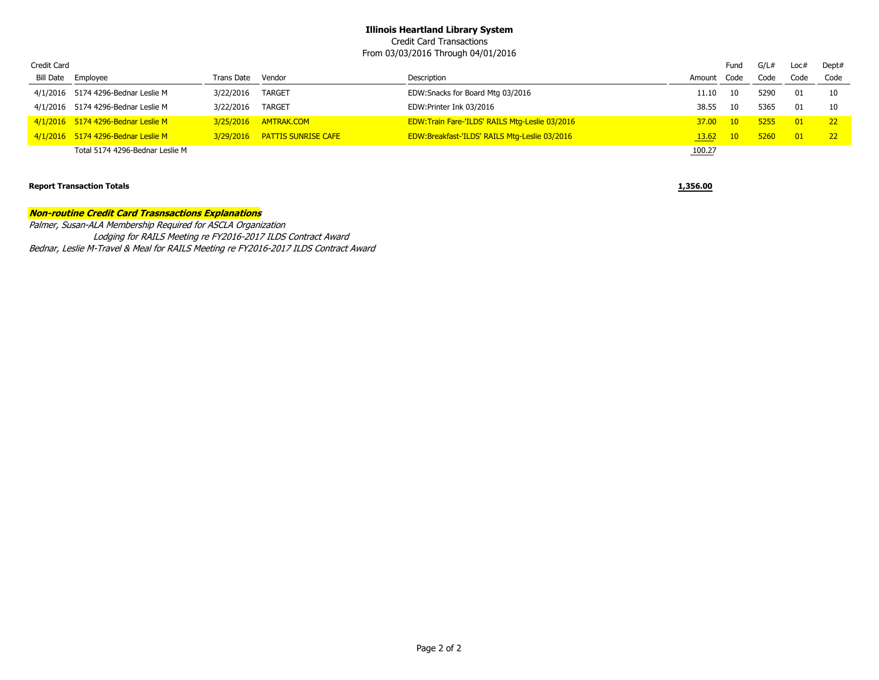**Illinois Heartland Library System**

Credit Card Transactions

From 03/03/2016 Through 04/01/2016

| Credit Card Bill Date | Employee | Trans Date | Vendor | Description | Amount | Fund Code | G/L# Code | Loc# Code | Dept# Code |
|---|---|---|---|---|---|---|---|---|---|
| 4/1/2016 | 5174 4296-Bednar Leslie M | 3/22/2016 | TARGET | EDW:Snacks for Board Mtg 03/2016 | 11.10 | 10 | 5290 | 01 | 10 |
| 4/1/2016 | 5174 4296-Bednar Leslie M | 3/22/2016 | TARGET | EDW:Printer Ink 03/2016 | 38.55 | 10 | 5365 | 01 | 10 |
| 4/1/2016 | 5174 4296-Bednar Leslie M | 3/25/2016 | AMTRAK.COM | EDW:Train Fare-'ILDS' RAILS Mtg-Leslie 03/2016 | 37.00 | 10 | 5255 | 01 | 22 |
| 4/1/2016 | 5174 4296-Bednar Leslie M | 3/29/2016 | PATTIS SUNRISE CAFE | EDW:Breakfast-'ILDS' RAILS Mtg-Leslie 03/2016 | 13.62 | 10 | 5260 | 01 | 22 |
| | Total 5174 4296-Bednar Leslie M | | | | 100.27 | | | | |

**Report Transaction Totals** **1,356.00**

***Non-routine Credit Card Trasnsactions Explanations***

*Palmer, Susan-ALA Membership Required for ASCLA Organization*

*Lodging for RAILS Meeting re FY2016-2017 ILDS Contract Award*

*Bednar, Leslie M-Travel & Meal for RAILS Meeting re FY2016-2017 ILDS Contract Award*